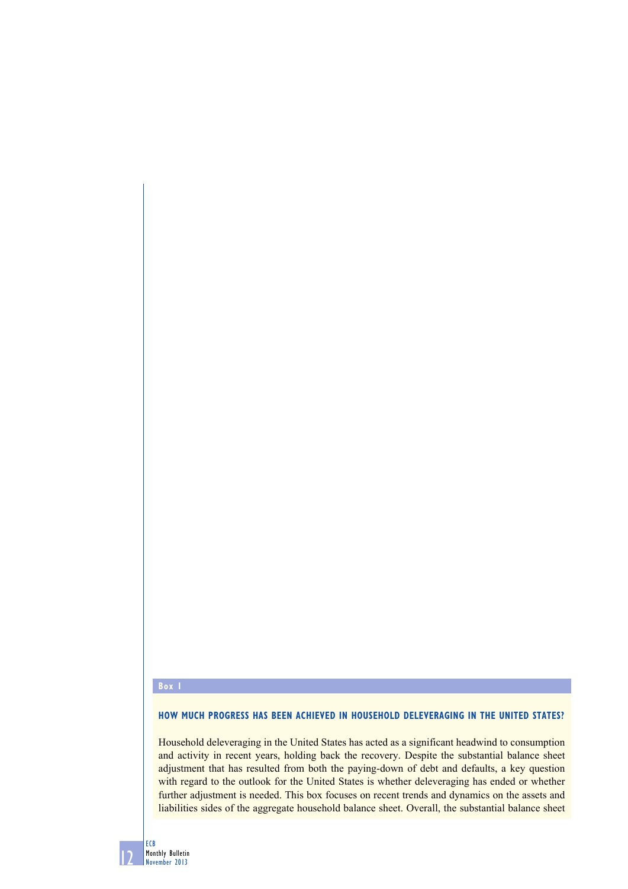## Box 1

### HOW MUCH PROGRESS HAS BEEN ACHIEVED IN HOUSEHOLD DELEVERAGING IN THE UNITED STATES?

Household deleveraging in the United States has acted as a significant headwind to consumption and activity in recent years, holding back the recovery. Despite the substantial balance sheet adjustment that has resulted from both the paying-down of debt and defaults, a key question with regard to the outlook for the United States is whether deleveraging has ended or whether further adjustment is needed. This box focuses on recent trends and dynamics on the assets and liabilities sides of the aggregate household balance sheet. Overall, the substantial balance sheet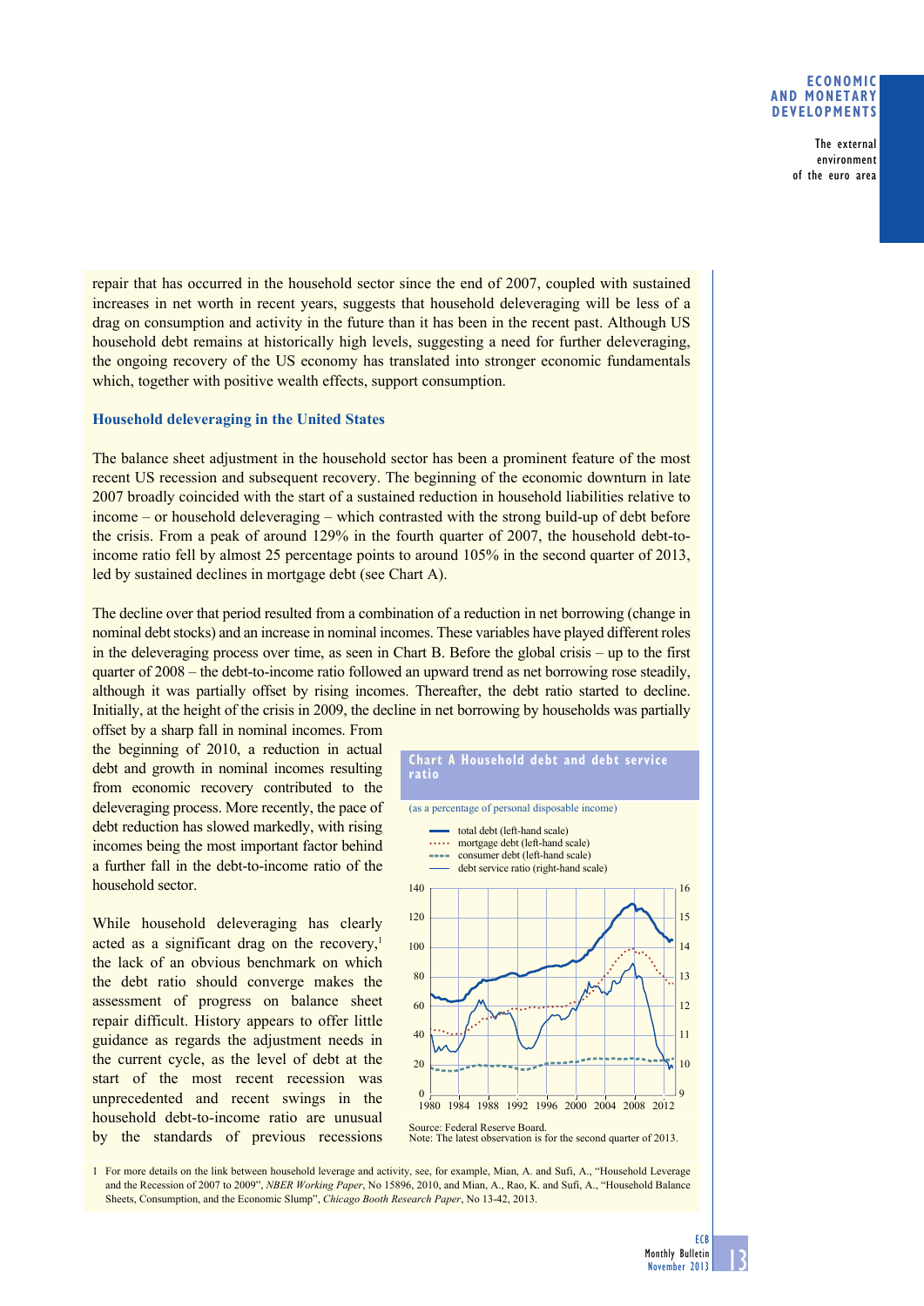repair that has occurred in the household sector since the end of 2007, coupled with sustained increases in net worth in recent years, suggests that household deleveraging will be less of a drag on consumption and activity in the future than it has been in the recent past. Although US household debt remains at historically high levels, suggesting a need for further deleveraging, the ongoing recovery of the US economy has translated into stronger economic fundamentals which, together with positive wealth effects, support consumption.

### Household deleveraging in the United States

The balance sheet adjustment in the household sector has been a prominent feature of the most recent US recession and subsequent recovery. The beginning of the economic downturn in late 2007 broadly coincided with the start of a sustained reduction in household liabilities relative to income – or household deleveraging – which contrasted with the strong build-up of debt before the crisis. From a peak of around 129% in the fourth quarter of 2007, the household debt-to-income ratio fell by almost 25 percentage points to around 105% in the second quarter of 2013, led by sustained declines in mortgage debt (see Chart A).

The decline over that period resulted from a combination of a reduction in net borrowing (change in nominal debt stocks) and an increase in nominal incomes. These variables have played different roles in the deleveraging process over time, as seen in Chart B. Before the global crisis – up to the first quarter of 2008 – the debt-to-income ratio followed an upward trend as net borrowing rose steadily, although it was partially offset by rising incomes. Thereafter, the debt ratio started to decline. Initially, at the height of the crisis in 2009, the decline in net borrowing by households was partially offset by a sharp fall in nominal incomes. From the beginning of 2010, a reduction in actual debt and growth in nominal incomes resulting from economic recovery contributed to the deleveraging process. More recently, the pace of debt reduction has slowed markedly, with rising incomes being the most important factor behind a further fall in the debt-to-income ratio of the household sector.

While household deleveraging has clearly acted as a significant drag on the recovery,[1] the lack of an obvious benchmark on which the debt ratio should converge makes the assessment of progress on balance sheet repair difficult. History appears to offer little guidance as regards the adjustment needs in the current cycle, as the level of debt at the start of the most recent recession was unprecedented and recent swings in the household debt-to-income ratio are unusual by the standards of previous recessions

**Chart A Household debt and debt service ratio**

(as a percentage of personal disposable income)

- total debt (left-hand scale)
- mortgage debt (left-hand scale)
- consumer debt (left-hand scale)
- debt service ratio (right-hand scale)

Source: Federal Reserve Board.
Note: The latest observation is for the second quarter of 2013.

1 For more details on the link between household leverage and activity, see, for example, Mian, A. and Sufi, A., "Household Leverage and the Recession of 2007 to 2009", *NBER Working Paper*, No 15896, 2010, and Mian, A., Rao, K. and Sufi, A., "Household Balance Sheets, Consumption, and the Economic Slump", *Chicago Booth Research Paper*, No 13-42, 2013.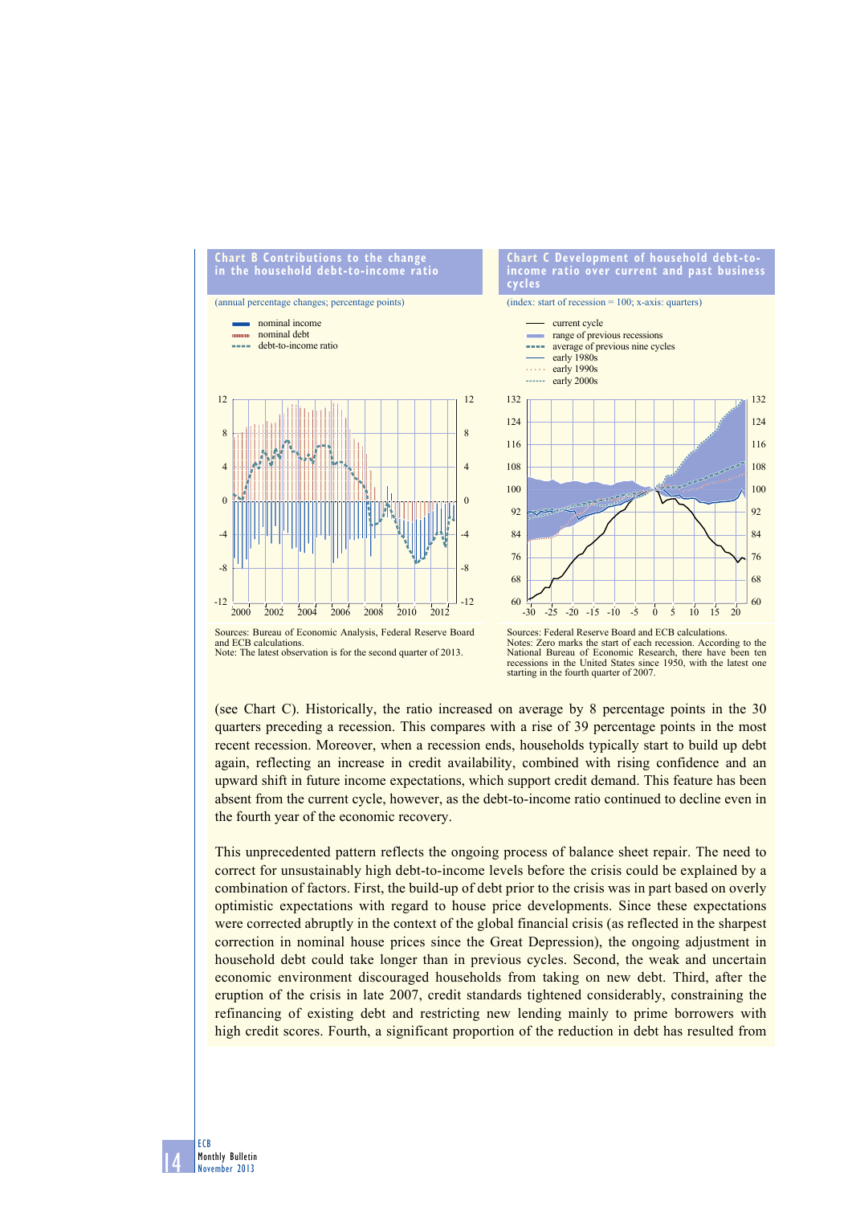**Chart B Contributions to the change in the household debt-to-income ratio**

(annual percentage changes; percentage points)

- nominal income
- nominal debt
- debt-to-income ratio

Sources: Bureau of Economic Analysis, Federal Reserve Board and ECB calculations.
Note: The latest observation is for the second quarter of 2013.

**Chart C Development of household debt-to-income ratio over current and past business cycles**

(index: start of recession = 100; x-axis: quarters)

- current cycle
- range of previous recessions
- average of previous nine cycles
- early 1980s
- early 1990s
- early 2000s

Sources: Federal Reserve Board and ECB calculations.
Notes: Zero marks the start of each recession. According to the National Bureau of Economic Research, there have been ten recessions in the United States since 1950, with the latest one starting in the fourth quarter of 2007.

(see Chart C). Historically, the ratio increased on average by 8 percentage points in the 30 quarters preceding a recession. This compares with a rise of 39 percentage points in the most recent recession. Moreover, when a recession ends, households typically start to build up debt again, reflecting an increase in credit availability, combined with rising confidence and an upward shift in future income expectations, which support credit demand. This feature has been absent from the current cycle, however, as the debt-to-income ratio continued to decline even in the fourth year of the economic recovery.

This unprecedented pattern reflects the ongoing process of balance sheet repair. The need to correct for unsustainably high debt-to-income levels before the crisis could be explained by a combination of factors. First, the build-up of debt prior to the crisis was in part based on overly optimistic expectations with regard to house price developments. Since these expectations were corrected abruptly in the context of the global financial crisis (as reflected in the sharpest correction in nominal house prices since the Great Depression), the ongoing adjustment in household debt could take longer than in previous cycles. Second, the weak and uncertain economic environment discouraged households from taking on new debt. Third, after the eruption of the crisis in late 2007, credit standards tightened considerably, constraining the refinancing of existing debt and restricting new lending mainly to prime borrowers with high credit scores. Fourth, a significant proportion of the reduction in debt has resulted from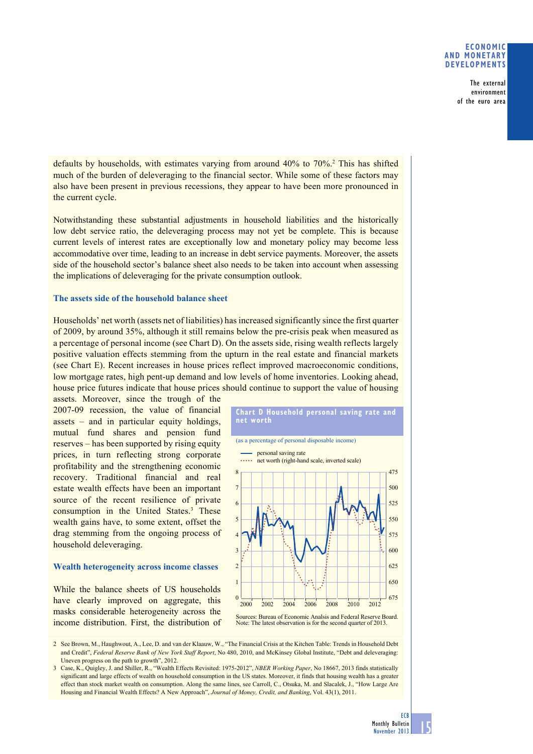defaults by households, with estimates varying from around 40% to 70%.[2] This has shifted much of the burden of deleveraging to the financial sector. While some of these factors may also have been present in previous recessions, they appear to have been more pronounced in the current cycle.

Notwithstanding these substantial adjustments in household liabilities and the historically low debt service ratio, the deleveraging process may not yet be complete. This is because current levels of interest rates are exceptionally low and monetary policy may become less accommodative over time, leading to an increase in debt service payments. Moreover, the assets side of the household sector's balance sheet also needs to be taken into account when assessing the implications of deleveraging for the private consumption outlook.

### The assets side of the household balance sheet

Households' net worth (assets net of liabilities) has increased significantly since the first quarter of 2009, by around 35%, although it still remains below the pre-crisis peak when measured as a percentage of personal income (see Chart D). On the assets side, rising wealth reflects largely positive valuation effects stemming from the upturn in the real estate and financial markets (see Chart E). Recent increases in house prices reflect improved macroeconomic conditions, low mortgage rates, high pent-up demand and low levels of home inventories. Looking ahead, house price futures indicate that house prices should continue to support the value of housing assets. Moreover, since the trough of the 2007-09 recession, the value of financial assets – and in particular equity holdings, mutual fund shares and pension fund reserves – has been supported by rising equity prices, in turn reflecting strong corporate profitability and the strengthening economic recovery. Traditional financial and real estate wealth effects have been an important source of the recent resilience of private consumption in the United States.[3] These wealth gains have, to some extent, offset the drag stemming from the ongoing process of household deleveraging.

**Chart D Household personal saving rate and net worth**

(as a percentage of personal disposable income)

- personal saving rate
- net worth (right-hand scale, inverted scale)

Sources: Bureau of Economic Analsis and Federal Reserve Board.
Note: The latest observation is for the second quarter of 2013.

### Wealth heterogeneity across income classes

While the balance sheets of US households have clearly improved on aggregate, this masks considerable heterogeneity across the income distribution. First, the distribution of

2 See Brown, M., Haughwout, A., Lee, D. and van der Klaauw, W., "The Financial Crisis at the Kitchen Table: Trends in Household Debt and Credit", *Federal Reserve Bank of New York Staff Report*, No 480, 2010, and McKinsey Global Institute, "Debt and deleveraging: Uneven progress on the path to growth", 2012.

3 Case, K., Quigley, J. and Shiller, R., "Wealth Effects Revisited: 1975-2012", *NBER Working Paper*, No 18667, 2013 finds statistically significant and large effects of wealth on household consumption in the US states. Moreover, it finds that housing wealth has a greater effect than stock market wealth on consumption. Along the same lines, see Carroll, C., Otsuka, M. and Slacalek, J., "How Large Are Housing and Financial Wealth Effects? A New Approach", *Journal of Money, Credit, and Banking*, Vol. 43(1), 2011.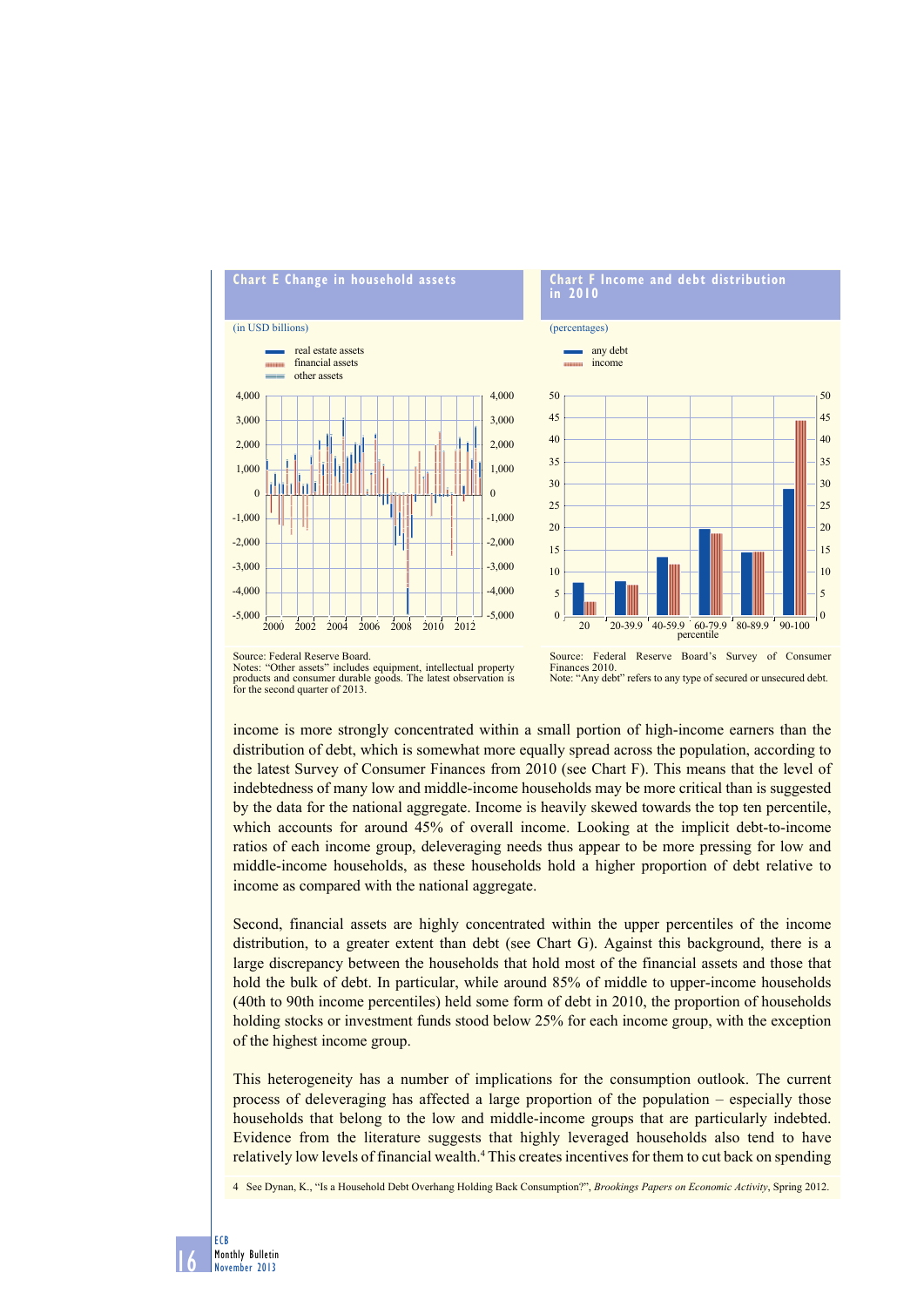**Chart E Change in household assets**

(in USD billions)

- real estate assets
- financial assets
- other assets

Source: Federal Reserve Board.
Notes: "Other assets" includes equipment, intellectual property products and consumer durable goods. The latest observation is for the second quarter of 2013.

**Chart F Income and debt distribution in 2010**

(percentages)

- any debt
- income

Source: Federal Reserve Board's Survey of Consumer Finances 2010.
Note: "Any debt" refers to any type of secured or unsecured debt.

income is more strongly concentrated within a small portion of high-income earners than the distribution of debt, which is somewhat more equally spread across the population, according to the latest Survey of Consumer Finances from 2010 (see Chart F). This means that the level of indebtedness of many low and middle-income households may be more critical than is suggested by the data for the national aggregate. Income is heavily skewed towards the top ten percentile, which accounts for around 45% of overall income. Looking at the implicit debt-to-income ratios of each income group, deleveraging needs thus appear to be more pressing for low and middle-income households, as these households hold a higher proportion of debt relative to income as compared with the national aggregate.

Second, financial assets are highly concentrated within the upper percentiles of the income distribution, to a greater extent than debt (see Chart G). Against this background, there is a large discrepancy between the households that hold most of the financial assets and those that hold the bulk of debt. In particular, while around 85% of middle to upper-income households (40th to 90th income percentiles) held some form of debt in 2010, the proportion of households holding stocks or investment funds stood below 25% for each income group, with the exception of the highest income group.

This heterogeneity has a number of implications for the consumption outlook. The current process of deleveraging has affected a large proportion of the population – especially those households that belong to the low and middle-income groups that are particularly indebted. Evidence from the literature suggests that highly leveraged households also tend to have relatively low levels of financial wealth.[4] This creates incentives for them to cut back on spending

4 See Dynan, K., "Is a Household Debt Overhang Holding Back Consumption?", *Brookings Papers on Economic Activity*, Spring 2012.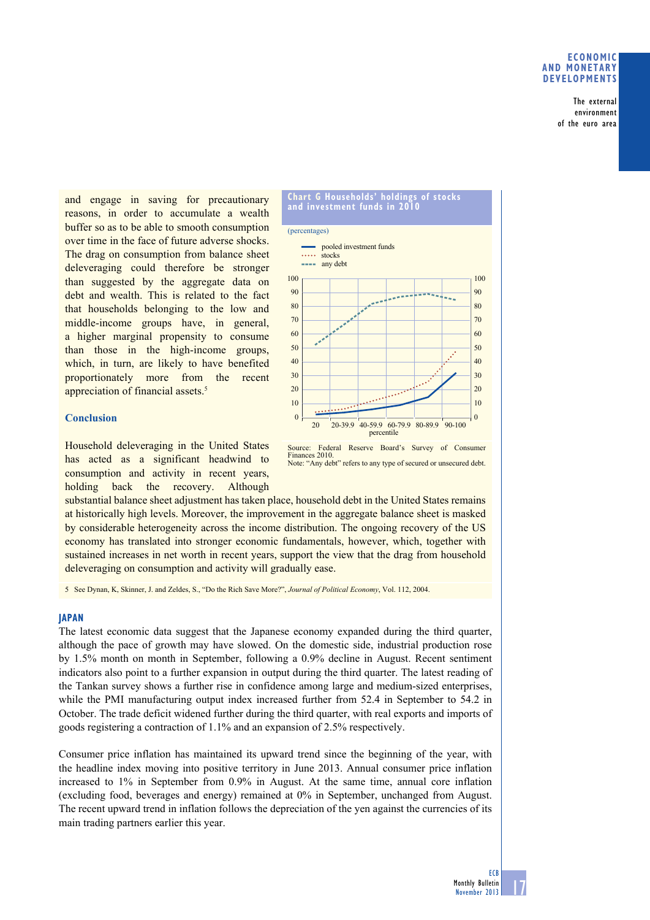and engage in saving for precautionary reasons, in order to accumulate a wealth buffer so as to be able to smooth consumption over time in the face of future adverse shocks. The drag on consumption from balance sheet deleveraging could therefore be stronger than suggested by the aggregate data on debt and wealth. This is related to the fact that households belonging to the low and middle-income groups have, in general, a higher marginal propensity to consume than those in the high-income groups, which, in turn, are likely to have benefited proportionately more from the recent appreciation of financial assets.[5]

**Chart G Households' holdings of stocks and investment funds in 2010**

(percentages)

pooled investment funds
stocks
any debt

100
90
80
70
60
50
40
30
20
10
0

20 20-39.9 40-59.9 60-79.9 80-89.9 90-100
percentile

Source: Federal Reserve Board's Survey of Consumer Finances 2010.
Note: "Any debt" refers to any type of secured or unsecured debt.

### Conclusion

Household deleveraging in the United States has acted as a significant headwind to consumption and activity in recent years, holding back the recovery. Although substantial balance sheet adjustment has taken place, household debt in the United States remains at historically high levels. Moreover, the improvement in the aggregate balance sheet is masked by considerable heterogeneity across the income distribution. The ongoing recovery of the US economy has translated into stronger economic fundamentals, however, which, together with sustained increases in net worth in recent years, support the view that the drag from household deleveraging on consumption and activity will gradually ease.

5 See Dynan, K, Skinner, J. and Zeldes, S., "Do the Rich Save More?", *Journal of Political Economy*, Vol. 112, 2004.

## JAPAN

The latest economic data suggest that the Japanese economy expanded during the third quarter, although the pace of growth may have slowed. On the domestic side, industrial production rose by 1.5% month on month in September, following a 0.9% decline in August. Recent sentiment indicators also point to a further expansion in output during the third quarter. The latest reading of the Tankan survey shows a further rise in confidence among large and medium-sized enterprises, while the PMI manufacturing output index increased further from 52.4 in September to 54.2 in October. The trade deficit widened further during the third quarter, with real exports and imports of goods registering a contraction of 1.1% and an expansion of 2.5% respectively.

Consumer price inflation has maintained its upward trend since the beginning of the year, with the headline index moving into positive territory in June 2013. Annual consumer price inflation increased to 1% in September from 0.9% in August. At the same time, annual core inflation (excluding food, beverages and energy) remained at 0% in September, unchanged from August. The recent upward trend in inflation follows the depreciation of the yen against the currencies of its main trading partners earlier this year.